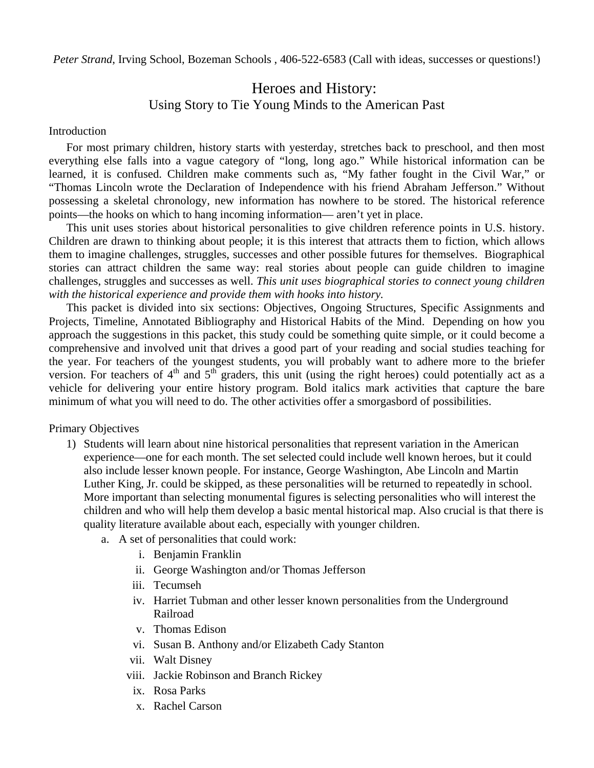*Peter Strand*, Irving School, Bozeman Schools , 406-522-6583 (Call with ideas, successes or questions!)

# Heroes and History:
## Using Story to Tie Young Minds to the American Past

### Introduction

For most primary children, history starts with yesterday, stretches back to preschool, and then most everything else falls into a vague category of "long, long ago." While historical information can be learned, it is confused. Children make comments such as, "My father fought in the Civil War," or "Thomas Lincoln wrote the Declaration of Independence with his friend Abraham Jefferson." Without possessing a skeletal chronology, new information has nowhere to be stored. The historical reference points—the hooks on which to hang incoming information— aren't yet in place.

This unit uses stories about historical personalities to give children reference points in U.S. history. Children are drawn to thinking about people; it is this interest that attracts them to fiction, which allows them to imagine challenges, struggles, successes and other possible futures for themselves. Biographical stories can attract children the same way: real stories about people can guide children to imagine challenges, struggles and successes as well. *This unit uses biographical stories to connect young children with the historical experience and provide them with hooks into history.*

This packet is divided into six sections: Objectives, Ongoing Structures, Specific Assignments and Projects, Timeline, Annotated Bibliography and Historical Habits of the Mind. Depending on how you approach the suggestions in this packet, this study could be something quite simple, or it could become a comprehensive and involved unit that drives a good part of your reading and social studies teaching for the year. For teachers of the youngest students, you will probably want to adhere more to the briefer version. For teachers of 4th and 5th graders, this unit (using the right heroes) could potentially act as a vehicle for delivering your entire history program. Bold italics mark activities that capture the bare minimum of what you will need to do. The other activities offer a smorgasbord of possibilities.

### Primary Objectives

1) Students will learn about nine historical personalities that represent variation in the American experience—one for each month. The set selected could include well known heroes, but it could also include lesser known people. For instance, George Washington, Abe Lincoln and Martin Luther King, Jr. could be skipped, as these personalities will be returned to repeatedly in school. More important than selecting monumental figures is selecting personalities who will interest the children and who will help them develop a basic mental historical map. Also crucial is that there is quality literature available about each, especially with younger children.
    a. A set of personalities that could work:
        i. Benjamin Franklin
        ii. George Washington and/or Thomas Jefferson
        iii. Tecumseh
        iv. Harriet Tubman and other lesser known personalities from the Underground Railroad
        v. Thomas Edison
        vi. Susan B. Anthony and/or Elizabeth Cady Stanton
        vii. Walt Disney
        viii. Jackie Robinson and Branch Rickey
        ix. Rosa Parks
        x. Rachel Carson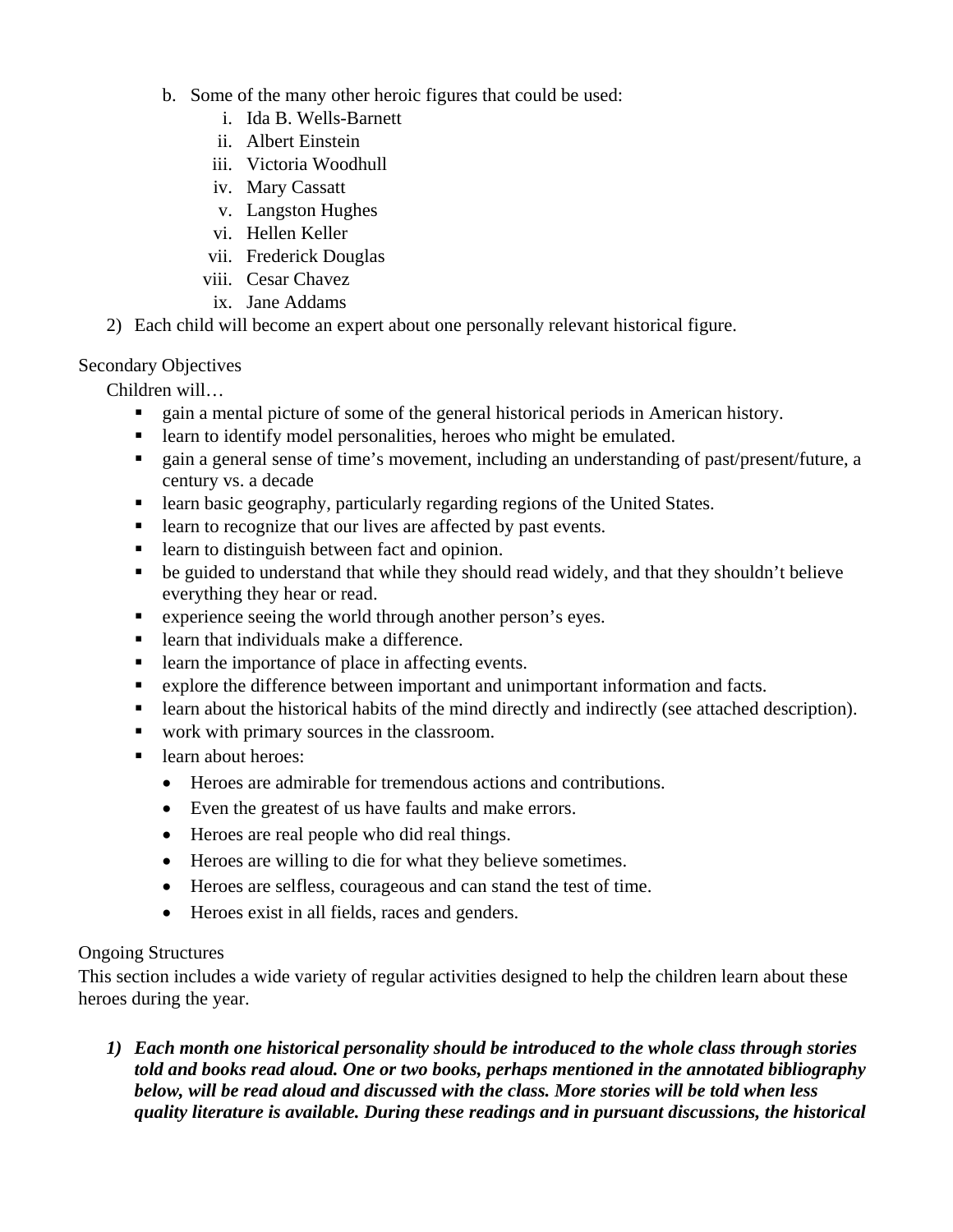b. Some of the many other heroic figures that could be used:
      i. Ida B. Wells-Barnett
      ii. Albert Einstein
      iii. Victoria Woodhull
      iv. Mary Cassatt
      v. Langston Hughes
      vi. Hellen Keller
      vii. Frederick Douglas
      viii. Cesar Chavez
      ix. Jane Addams

2) Each child will become an expert about one personally relevant historical figure.

Secondary Objectives

Children will…

- gain a mental picture of some of the general historical periods in American history.
- learn to identify model personalities, heroes who might be emulated.
- gain a general sense of time's movement, including an understanding of past/present/future, a century vs. a decade
- learn basic geography, particularly regarding regions of the United States.
- learn to recognize that our lives are affected by past events.
- learn to distinguish between fact and opinion.
- be guided to understand that while they should read widely, and that they shouldn't believe everything they hear or read.
- experience seeing the world through another person's eyes.
- learn that individuals make a difference.
- learn the importance of place in affecting events.
- explore the difference between important and unimportant information and facts.
- learn about the historical habits of the mind directly and indirectly (see attached description).
- work with primary sources in the classroom.
- learn about heroes:
  - Heroes are admirable for tremendous actions and contributions.
  - Even the greatest of us have faults and make errors.
  - Heroes are real people who did real things.
  - Heroes are willing to die for what they believe sometimes.
  - Heroes are selfless, courageous and can stand the test of time.
  - Heroes exist in all fields, races and genders.

Ongoing Structures

This section includes a wide variety of regular activities designed to help the children learn about these heroes during the year.

1) ***Each month one historical personality should be introduced to the whole class through stories told and books read aloud. One or two books, perhaps mentioned in the annotated bibliography below, will be read aloud and discussed with the class. More stories will be told when less quality literature is available. During these readings and in pursuant discussions, the historical***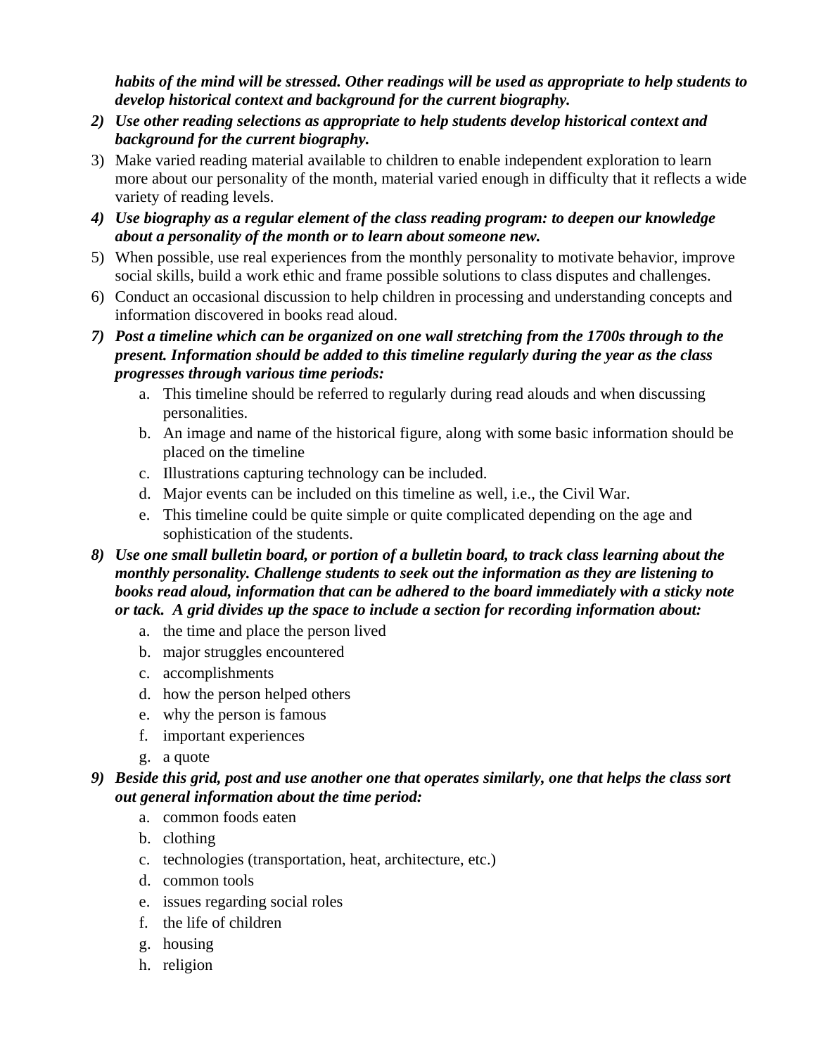***habits of the mind will be stressed. Other readings will be used as appropriate to help students to develop historical context and background for the current biography.***

2) ***Use other reading selections as appropriate to help students develop historical context and background for the current biography.***
3) Make varied reading material available to children to enable independent exploration to learn more about our personality of the month, material varied enough in difficulty that it reflects a wide variety of reading levels.
4) ***Use biography as a regular element of the class reading program: to deepen our knowledge about a personality of the month or to learn about someone new.***
5) When possible, use real experiences from the monthly personality to motivate behavior, improve social skills, build a work ethic and frame possible solutions to class disputes and challenges.
6) Conduct an occasional discussion to help children in processing and understanding concepts and information discovered in books read aloud.
7) ***Post a timeline which can be organized on one wall stretching from the 1700s through to the present. Information should be added to this timeline regularly during the year as the class progresses through various time periods:***
   a. This timeline should be referred to regularly during read alouds and when discussing personalities.
   b. An image and name of the historical figure, along with some basic information should be placed on the timeline
   c. Illustrations capturing technology can be included.
   d. Major events can be included on this timeline as well, i.e., the Civil War.
   e. This timeline could be quite simple or quite complicated depending on the age and sophistication of the students.
8) ***Use one small bulletin board, or portion of a bulletin board, to track class learning about the monthly personality. Challenge students to seek out the information as they are listening to books read aloud, information that can be adhered to the board immediately with a sticky note or tack. A grid divides up the space to include a section for recording information about:***
   a. the time and place the person lived
   b. major struggles encountered
   c. accomplishments
   d. how the person helped others
   e. why the person is famous
   f. important experiences
   g. a quote
9) ***Beside this grid, post and use another one that operates similarly, one that helps the class sort out general information about the time period:***
   a. common foods eaten
   b. clothing
   c. technologies (transportation, heat, architecture, etc.)
   d. common tools
   e. issues regarding social roles
   f. the life of children
   g. housing
   h. religion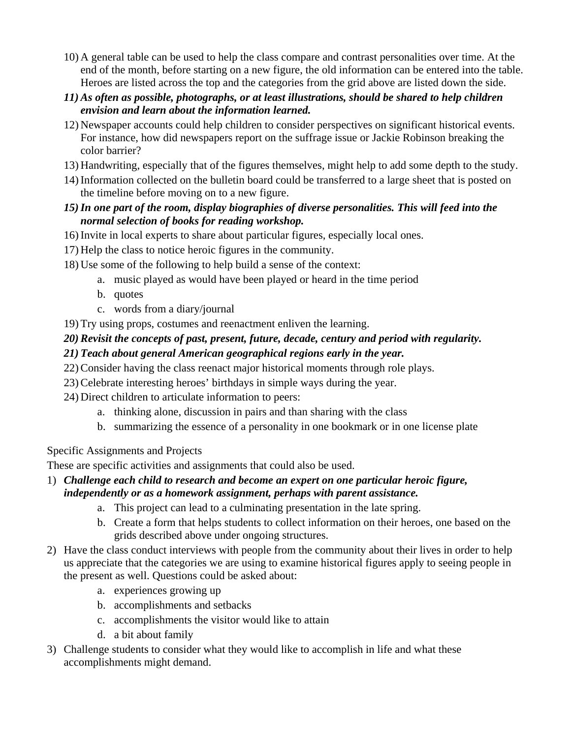10) A general table can be used to help the class compare and contrast personalities over time. At the end of the month, before starting on a new figure, the old information can be entered into the table. Heroes are listed across the top and the categories from the grid above are listed down the side.
11) ***As often as possible, photographs, or at least illustrations, should be shared to help children envision and learn about the information learned.***
12) Newspaper accounts could help children to consider perspectives on significant historical events. For instance, how did newspapers report on the suffrage issue or Jackie Robinson breaking the color barrier?
13) Handwriting, especially that of the figures themselves, might help to add some depth to the study.
14) Information collected on the bulletin board could be transferred to a large sheet that is posted on the timeline before moving on to a new figure.
15) ***In one part of the room, display biographies of diverse personalities. This will feed into the normal selection of books for reading workshop.***
16) Invite in local experts to share about particular figures, especially local ones.
17) Help the class to notice heroic figures in the community.
18) Use some of the following to help build a sense of the context:
    a. music played as would have been played or heard in the time period
    b. quotes
    c. words from a diary/journal
19) Try using props, costumes and reenactment enliven the learning.
20) ***Revisit the concepts of past, present, future, decade, century and period with regularity.***
21) ***Teach about general American geographical regions early in the year.***
22) Consider having the class reenact major historical moments through role plays.
23) Celebrate interesting heroes' birthdays in simple ways during the year.
24) Direct children to articulate information to peers:
    a. thinking alone, discussion in pairs and than sharing with the class
    b. summarizing the essence of a personality in one bookmark or in one license plate

Specific Assignments and Projects

These are specific activities and assignments that could also be used.

1) ***Challenge each child to research and become an expert on one particular heroic figure, independently or as a homework assignment, perhaps with parent assistance.***
    a. This project can lead to a culminating presentation in the late spring.
    b. Create a form that helps students to collect information on their heroes, one based on the grids described above under ongoing structures.
2) Have the class conduct interviews with people from the community about their lives in order to help us appreciate that the categories we are using to examine historical figures apply to seeing people in the present as well. Questions could be asked about:
    a. experiences growing up
    b. accomplishments and setbacks
    c. accomplishments the visitor would like to attain
    d. a bit about family
3) Challenge students to consider what they would like to accomplish in life and what these accomplishments might demand.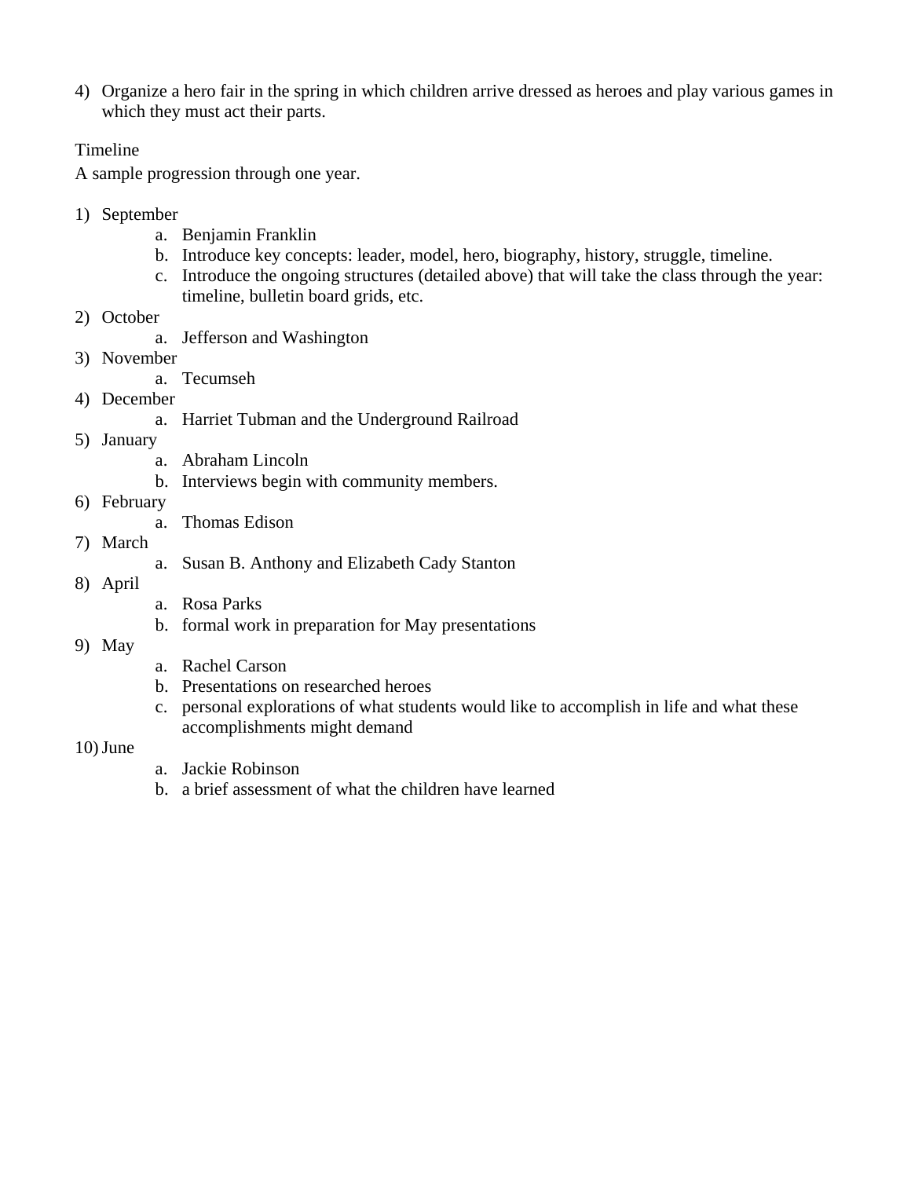4) Organize a hero fair in the spring in which children arrive dressed as heroes and play various games in which they must act their parts.

Timeline

A sample progression through one year.

1) September
    a. Benjamin Franklin
    b. Introduce key concepts: leader, model, hero, biography, history, struggle, timeline.
    c. Introduce the ongoing structures (detailed above) that will take the class through the year: timeline, bulletin board grids, etc.
2) October
    a. Jefferson and Washington
3) November
    a. Tecumseh
4) December
    a. Harriet Tubman and the Underground Railroad
5) January
    a. Abraham Lincoln
    b. Interviews begin with community members.
6) February
    a. Thomas Edison
7) March
    a. Susan B. Anthony and Elizabeth Cady Stanton
8) April
    a. Rosa Parks
    b. formal work in preparation for May presentations
9) May
    a. Rachel Carson
    b. Presentations on researched heroes
    c. personal explorations of what students would like to accomplish in life and what these accomplishments might demand
10) June
    a. Jackie Robinson
    b. a brief assessment of what the children have learned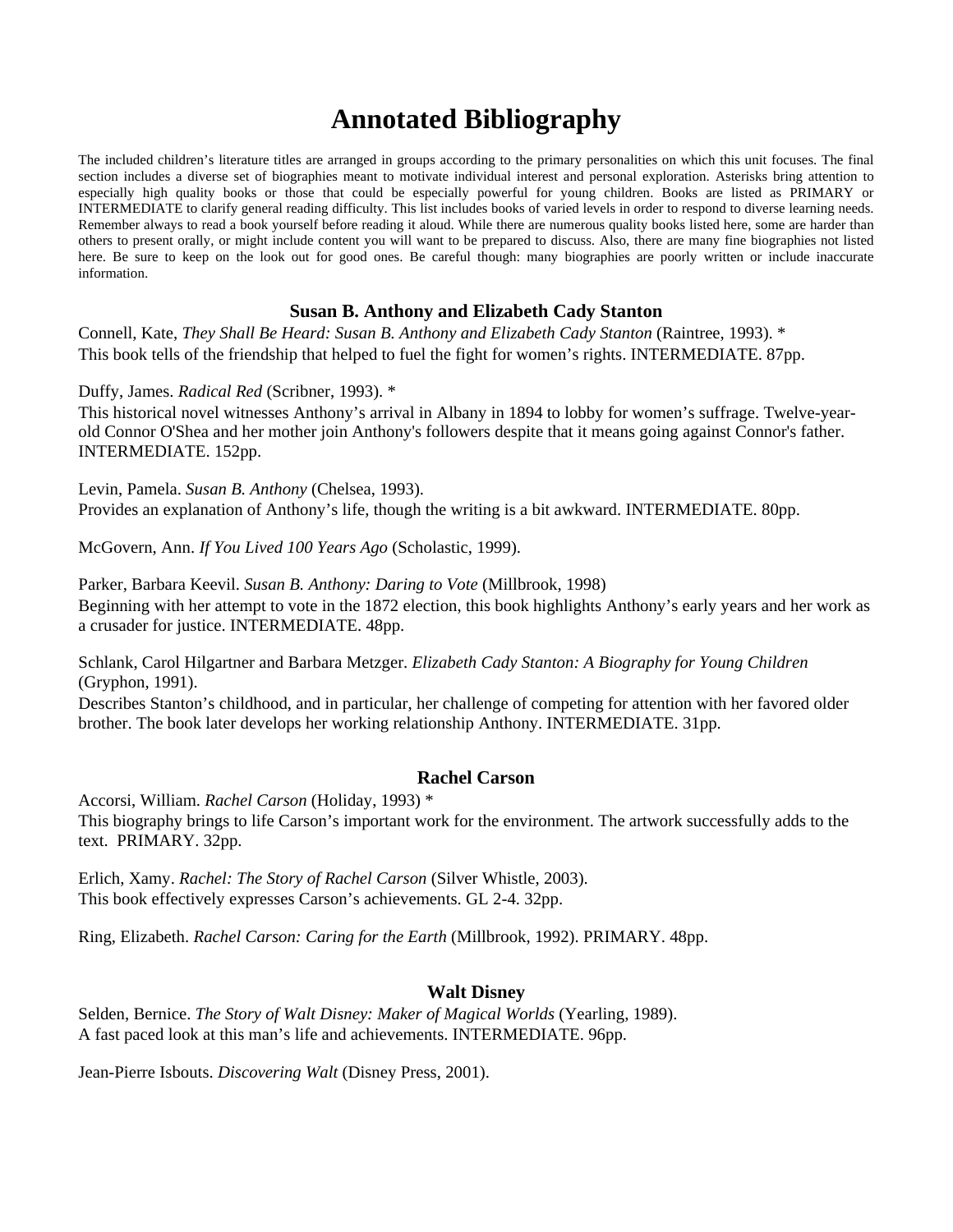# Annotated Bibliography

The included children's literature titles are arranged in groups according to the primary personalities on which this unit focuses. The final section includes a diverse set of biographies meant to motivate individual interest and personal exploration. Asterisks bring attention to especially high quality books or those that could be especially powerful for young children. Books are listed as PRIMARY or INTERMEDIATE to clarify general reading difficulty. This list includes books of varied levels in order to respond to diverse learning needs. Remember always to read a book yourself before reading it aloud. While there are numerous quality books listed here, some are harder than others to present orally, or might include content you will want to be prepared to discuss. Also, there are many fine biographies not listed here. Be sure to keep on the look out for good ones. Be careful though: many biographies are poorly written or include inaccurate information.

### Susan B. Anthony and Elizabeth Cady Stanton

Connell, Kate, *They Shall Be Heard: Susan B. Anthony and Elizabeth Cady Stanton* (Raintree, 1993). *
This book tells of the friendship that helped to fuel the fight for women's rights. INTERMEDIATE. 87pp.

Duffy, James. *Radical Red* (Scribner, 1993). *
This historical novel witnesses Anthony's arrival in Albany in 1894 to lobby for women's suffrage. Twelve-year-old Connor O'Shea and her mother join Anthony's followers despite that it means going against Connor's father. INTERMEDIATE. 152pp.

Levin, Pamela. *Susan B. Anthony* (Chelsea, 1993).
Provides an explanation of Anthony's life, though the writing is a bit awkward. INTERMEDIATE. 80pp.

McGovern, Ann. *If You Lived 100 Years Ago* (Scholastic, 1999).

Parker, Barbara Keevil. *Susan B. Anthony: Daring to Vote* (Millbrook, 1998)
Beginning with her attempt to vote in the 1872 election, this book highlights Anthony's early years and her work as a crusader for justice. INTERMEDIATE. 48pp.

Schlank, Carol Hilgartner and Barbara Metzger. *Elizabeth Cady Stanton: A Biography for Young Children* (Gryphon, 1991).
Describes Stanton's childhood, and in particular, her challenge of competing for attention with her favored older brother. The book later develops her working relationship Anthony. INTERMEDIATE. 31pp.

### Rachel Carson

Accorsi, William. *Rachel Carson* (Holiday, 1993) *
This biography brings to life Carson's important work for the environment. The artwork successfully adds to the text. PRIMARY. 32pp.

Erlich, Xamy. *Rachel: The Story of Rachel Carson* (Silver Whistle, 2003).
This book effectively expresses Carson's achievements. GL 2-4. 32pp.

Ring, Elizabeth. *Rachel Carson: Caring for the Earth* (Millbrook, 1992). PRIMARY. 48pp.

### Walt Disney

Selden, Bernice. *The Story of Walt Disney: Maker of Magical Worlds* (Yearling, 1989).
A fast paced look at this man's life and achievements. INTERMEDIATE. 96pp.

Jean-Pierre Isbouts. *Discovering Walt* (Disney Press, 2001).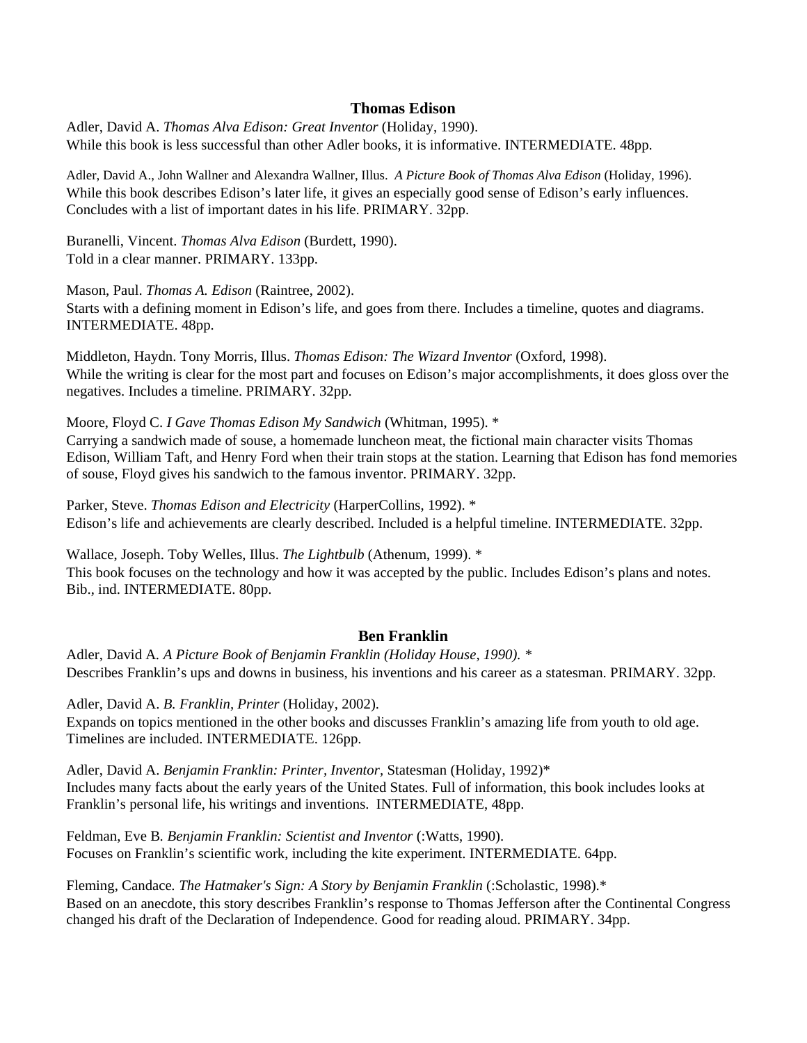## Thomas Edison

Adler, David A. *Thomas Alva Edison: Great Inventor* (Holiday, 1990).
While this book is less successful than other Adler books, it is informative. INTERMEDIATE. 48pp.

Adler, David A., John Wallner and Alexandra Wallner, Illus. *A Picture Book of Thomas Alva Edison* (Holiday, 1996).
While this book describes Edison's later life, it gives an especially good sense of Edison's early influences. Concludes with a list of important dates in his life. PRIMARY. 32pp.

Buranelli, Vincent. *Thomas Alva Edison* (Burdett, 1990).
Told in a clear manner. PRIMARY. 133pp.

Mason, Paul. *Thomas A. Edison* (Raintree, 2002).
Starts with a defining moment in Edison's life, and goes from there. Includes a timeline, quotes and diagrams. INTERMEDIATE. 48pp.

Middleton, Haydn. Tony Morris, Illus. *Thomas Edison: The Wizard Inventor* (Oxford, 1998).
While the writing is clear for the most part and focuses on Edison's major accomplishments, it does gloss over the negatives. Includes a timeline. PRIMARY. 32pp.

Moore, Floyd C. *I Gave Thomas Edison My Sandwich* (Whitman, 1995). *
Carrying a sandwich made of souse, a homemade luncheon meat, the fictional main character visits Thomas Edison, William Taft, and Henry Ford when their train stops at the station. Learning that Edison has fond memories of souse, Floyd gives his sandwich to the famous inventor. PRIMARY. 32pp.

Parker, Steve. *Thomas Edison and Electricity* (HarperCollins, 1992). *
Edison's life and achievements are clearly described. Included is a helpful timeline. INTERMEDIATE. 32pp.

Wallace, Joseph. Toby Welles, Illus. *The Lightbulb* (Athenum, 1999). *
This book focuses on the technology and how it was accepted by the public. Includes Edison's plans and notes. Bib., ind. INTERMEDIATE. 80pp.

## Ben Franklin

Adler, David A. *A Picture Book of Benjamin Franklin (Holiday House, 1990). **
Describes Franklin's ups and downs in business, his inventions and his career as a statesman. PRIMARY. 32pp.

Adler, David A. *B. Franklin, Printer* (Holiday, 2002).
Expands on topics mentioned in the other books and discusses Franklin's amazing life from youth to old age. Timelines are included. INTERMEDIATE. 126pp.

Adler, David A. *Benjamin Franklin: Printer, Inventor*, Statesman (Holiday, 1992)*
Includes many facts about the early years of the United States. Full of information, this book includes looks at Franklin's personal life, his writings and inventions. INTERMEDIATE, 48pp.

Feldman, Eve B. *Benjamin Franklin: Scientist and Inventor* (:Watts, 1990).
Focuses on Franklin's scientific work, including the kite experiment. INTERMEDIATE. 64pp.

Fleming, Candace. *The Hatmaker's Sign: A Story by Benjamin Franklin* (:Scholastic, 1998).*
Based on an anecdote, this story describes Franklin's response to Thomas Jefferson after the Continental Congress changed his draft of the Declaration of Independence. Good for reading aloud. PRIMARY. 34pp.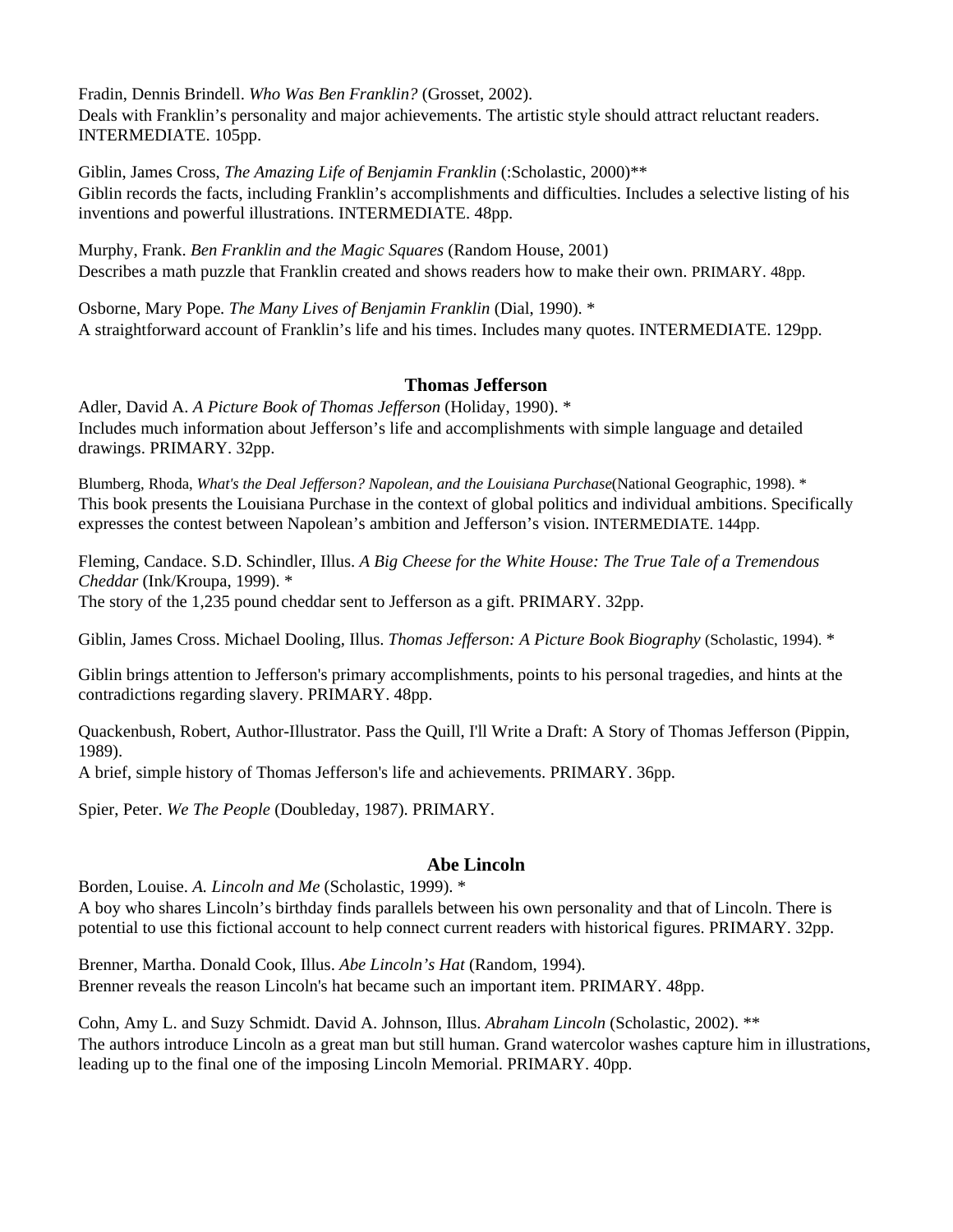Fradin, Dennis Brindell. *Who Was Ben Franklin?* (Grosset, 2002).
Deals with Franklin's personality and major achievements. The artistic style should attract reluctant readers. INTERMEDIATE. 105pp.

Giblin, James Cross, *The Amazing Life of Benjamin Franklin* (:Scholastic, 2000)**
Giblin records the facts, including Franklin's accomplishments and difficulties. Includes a selective listing of his inventions and powerful illustrations. INTERMEDIATE. 48pp.

Murphy, Frank. *Ben Franklin and the Magic Squares* (Random House, 2001)
Describes a math puzzle that Franklin created and shows readers how to make their own. PRIMARY. 48pp.

Osborne, Mary Pope. *The Many Lives of Benjamin Franklin* (Dial, 1990). *
A straightforward account of Franklin's life and his times. Includes many quotes. INTERMEDIATE. 129pp.

### Thomas Jefferson

Adler, David A. *A Picture Book of Thomas Jefferson* (Holiday, 1990). *
Includes much information about Jefferson's life and accomplishments with simple language and detailed drawings. PRIMARY. 32pp.

Blumberg, Rhoda, *What's the Deal Jefferson? Napolean, and the Louisiana Purchase*(National Geographic, 1998). *
This book presents the Louisiana Purchase in the context of global politics and individual ambitions. Specifically expresses the contest between Napolean's ambition and Jefferson's vision. INTERMEDIATE. 144pp.

Fleming, Candace. S.D. Schindler, Illus. *A Big Cheese for the White House: The True Tale of a Tremendous Cheddar* (Ink/Kroupa, 1999). *
The story of the 1,235 pound cheddar sent to Jefferson as a gift. PRIMARY. 32pp.

Giblin, James Cross. Michael Dooling, Illus. *Thomas Jefferson: A Picture Book Biography* (Scholastic, 1994). *

Giblin brings attention to Jefferson's primary accomplishments, points to his personal tragedies, and hints at the contradictions regarding slavery. PRIMARY. 48pp.

Quackenbush, Robert, Author-Illustrator. Pass the Quill, I'll Write a Draft: A Story of Thomas Jefferson (Pippin, 1989).
A brief, simple history of Thomas Jefferson's life and achievements. PRIMARY. 36pp.

Spier, Peter. *We The People* (Doubleday, 1987). PRIMARY.

### Abe Lincoln

Borden, Louise. *A. Lincoln and Me* (Scholastic, 1999). *
A boy who shares Lincoln's birthday finds parallels between his own personality and that of Lincoln. There is potential to use this fictional account to help connect current readers with historical figures. PRIMARY. 32pp.

Brenner, Martha. Donald Cook, Illus. *Abe Lincoln's Hat* (Random, 1994).
Brenner reveals the reason Lincoln's hat became such an important item. PRIMARY. 48pp.

Cohn, Amy L. and Suzy Schmidt. David A. Johnson, Illus. *Abraham Lincoln* (Scholastic, 2002). **
The authors introduce Lincoln as a great man but still human. Grand watercolor washes capture him in illustrations, leading up to the final one of the imposing Lincoln Memorial. PRIMARY. 40pp.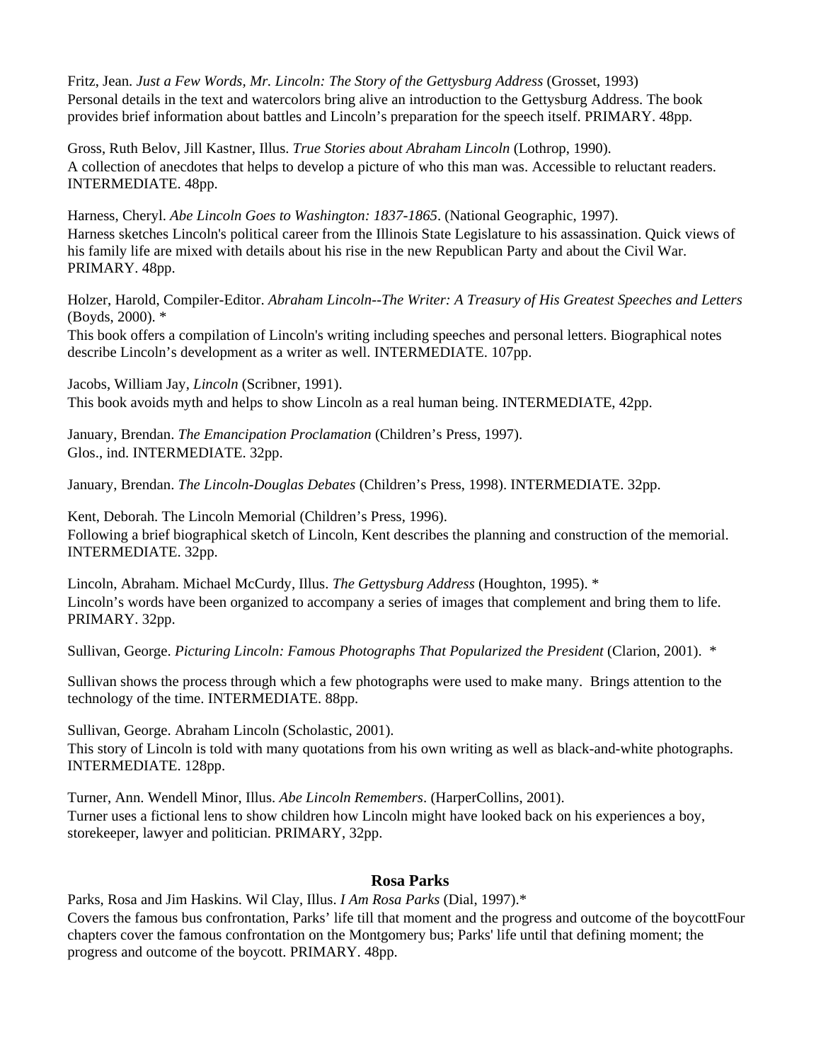Fritz, Jean. *Just a Few Words, Mr. Lincoln: The Story of the Gettysburg Address* (Grosset, 1993)
Personal details in the text and watercolors bring alive an introduction to the Gettysburg Address. The book provides brief information about battles and Lincoln's preparation for the speech itself. PRIMARY. 48pp.

Gross, Ruth Belov, Jill Kastner, Illus. *True Stories about Abraham Lincoln* (Lothrop, 1990).
A collection of anecdotes that helps to develop a picture of who this man was. Accessible to reluctant readers. INTERMEDIATE. 48pp.

Harness, Cheryl. *Abe Lincoln Goes to Washington: 1837-1865*. (National Geographic, 1997).
Harness sketches Lincoln's political career from the Illinois State Legislature to his assassination. Quick views of his family life are mixed with details about his rise in the new Republican Party and about the Civil War. PRIMARY. 48pp.

Holzer, Harold, Compiler-Editor. *Abraham Lincoln--The Writer: A Treasury of His Greatest Speeches and Letters* (Boyds, 2000). *
This book offers a compilation of Lincoln's writing including speeches and personal letters. Biographical notes describe Lincoln's development as a writer as well. INTERMEDIATE. 107pp.

Jacobs, William Jay, *Lincoln* (Scribner, 1991).
This book avoids myth and helps to show Lincoln as a real human being. INTERMEDIATE, 42pp.

January, Brendan. *The Emancipation Proclamation* (Children's Press, 1997).
Glos., ind. INTERMEDIATE. 32pp.

January, Brendan. *The Lincoln-Douglas Debates* (Children's Press, 1998). INTERMEDIATE. 32pp.

Kent, Deborah. The Lincoln Memorial (Children's Press, 1996).
Following a brief biographical sketch of Lincoln, Kent describes the planning and construction of the memorial. INTERMEDIATE. 32pp.

Lincoln, Abraham. Michael McCurdy, Illus. *The Gettysburg Address* (Houghton, 1995). *
Lincoln's words have been organized to accompany a series of images that complement and bring them to life. PRIMARY. 32pp.

Sullivan, George. *Picturing Lincoln: Famous Photographs That Popularized the President* (Clarion, 2001). *

Sullivan shows the process through which a few photographs were used to make many. Brings attention to the technology of the time. INTERMEDIATE. 88pp.

Sullivan, George. Abraham Lincoln (Scholastic, 2001).
This story of Lincoln is told with many quotations from his own writing as well as black-and-white photographs. INTERMEDIATE. 128pp.

Turner, Ann. Wendell Minor, Illus. *Abe Lincoln Remembers*. (HarperCollins, 2001).
Turner uses a fictional lens to show children how Lincoln might have looked back on his experiences a boy, storekeeper, lawyer and politician. PRIMARY, 32pp.

## Rosa Parks

Parks, Rosa and Jim Haskins. Wil Clay, Illus. *I Am Rosa Parks* (Dial, 1997).*
Covers the famous bus confrontation, Parks' life till that moment and the progress and outcome of the boycottFour chapters cover the famous confrontation on the Montgomery bus; Parks' life until that defining moment; the progress and outcome of the boycott. PRIMARY. 48pp.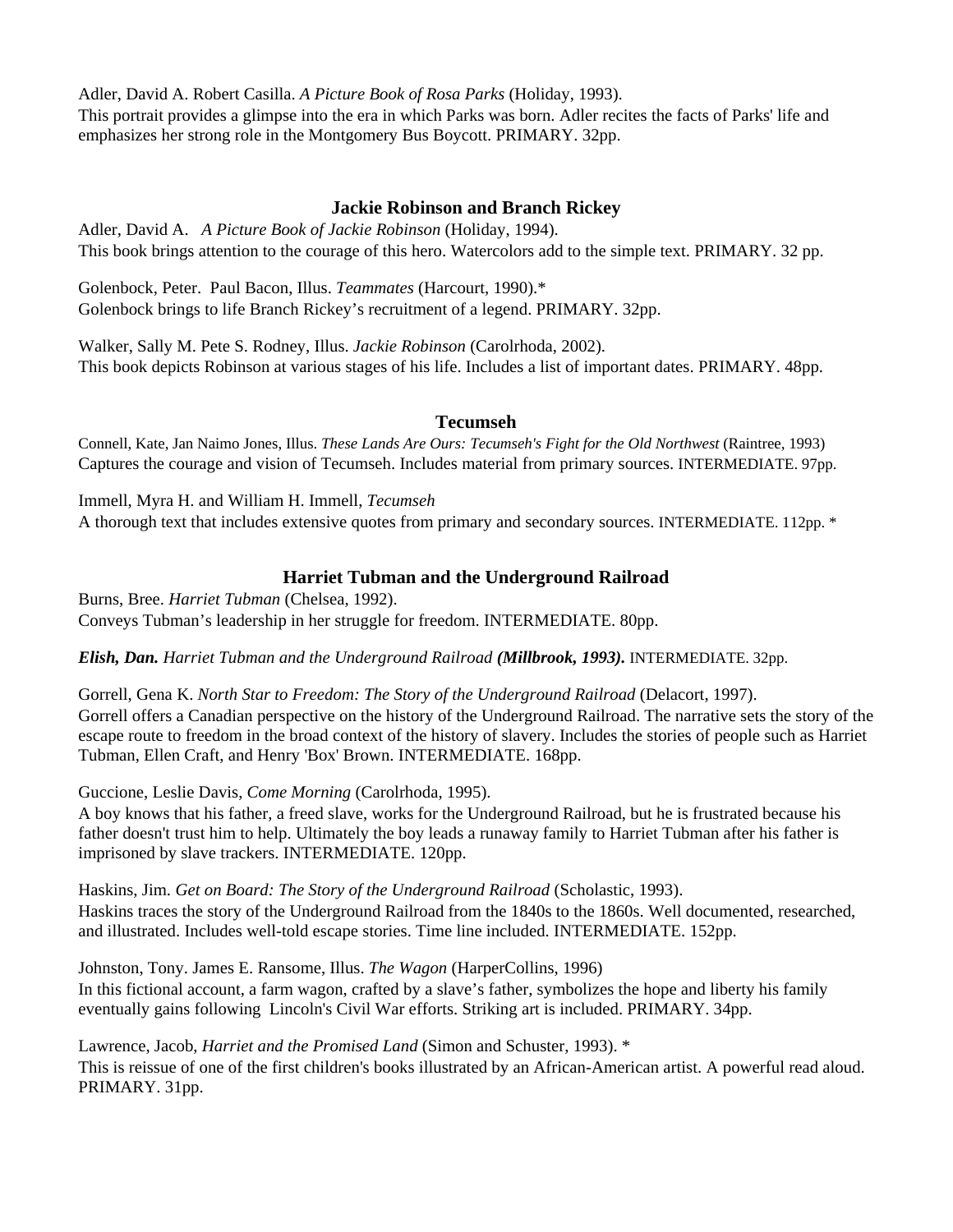Adler, David A. Robert Casilla. *A Picture Book of Rosa Parks* (Holiday, 1993).
This portrait provides a glimpse into the era in which Parks was born. Adler recites the facts of Parks' life and emphasizes her strong role in the Montgomery Bus Boycott. PRIMARY. 32pp.

### Jackie Robinson and Branch Rickey

Adler, David A. *A Picture Book of Jackie Robinson* (Holiday, 1994).
This book brings attention to the courage of this hero. Watercolors add to the simple text. PRIMARY. 32 pp.

Golenbock, Peter. Paul Bacon, Illus. *Teammates* (Harcourt, 1990).*
Golenbock brings to life Branch Rickey's recruitment of a legend. PRIMARY. 32pp.

Walker, Sally M. Pete S. Rodney, Illus. *Jackie Robinson* (Carolrhoda, 2002).
This book depicts Robinson at various stages of his life. Includes a list of important dates. PRIMARY. 48pp.

### Tecumseh

Connell, Kate, Jan Naimo Jones, Illus. *These Lands Are Ours: Tecumseh's Fight for the Old Northwest* (Raintree, 1993)
Captures the courage and vision of Tecumseh. Includes material from primary sources. INTERMEDIATE. 97pp.

Immell, Myra H. and William H. Immell, *Tecumseh*
A thorough text that includes extensive quotes from primary and secondary sources. INTERMEDIATE. 112pp. *

### Harriet Tubman and the Underground Railroad

Burns, Bree. *Harriet Tubman* (Chelsea, 1992).
Conveys Tubman's leadership in her struggle for freedom. INTERMEDIATE. 80pp.

***Elish, Dan.** Harriet Tubman and the Underground Railroad **(Millbrook, 1993).*** INTERMEDIATE. 32pp.

Gorrell, Gena K. *North Star to Freedom: The Story of the Underground Railroad* (Delacort, 1997).
Gorrell offers a Canadian perspective on the history of the Underground Railroad. The narrative sets the story of the escape route to freedom in the broad context of the history of slavery. Includes the stories of people such as Harriet Tubman, Ellen Craft, and Henry 'Box' Brown. INTERMEDIATE. 168pp.

Guccione, Leslie Davis, *Come Morning* (Carolrhoda, 1995).
A boy knows that his father, a freed slave, works for the Underground Railroad, but he is frustrated because his father doesn't trust him to help. Ultimately the boy leads a runaway family to Harriet Tubman after his father is imprisoned by slave trackers. INTERMEDIATE. 120pp.

Haskins, Jim. *Get on Board: The Story of the Underground Railroad* (Scholastic, 1993).
Haskins traces the story of the Underground Railroad from the 1840s to the 1860s. Well documented, researched, and illustrated. Includes well-told escape stories. Time line included. INTERMEDIATE. 152pp.

Johnston, Tony. James E. Ransome, Illus. *The Wagon* (HarperCollins, 1996)
In this fictional account, a farm wagon, crafted by a slave's father, symbolizes the hope and liberty his family eventually gains following Lincoln's Civil War efforts. Striking art is included. PRIMARY. 34pp.

Lawrence, Jacob, *Harriet and the Promised Land* (Simon and Schuster, 1993). *
This is reissue of one of the first children's books illustrated by an African-American artist. A powerful read aloud. PRIMARY. 31pp.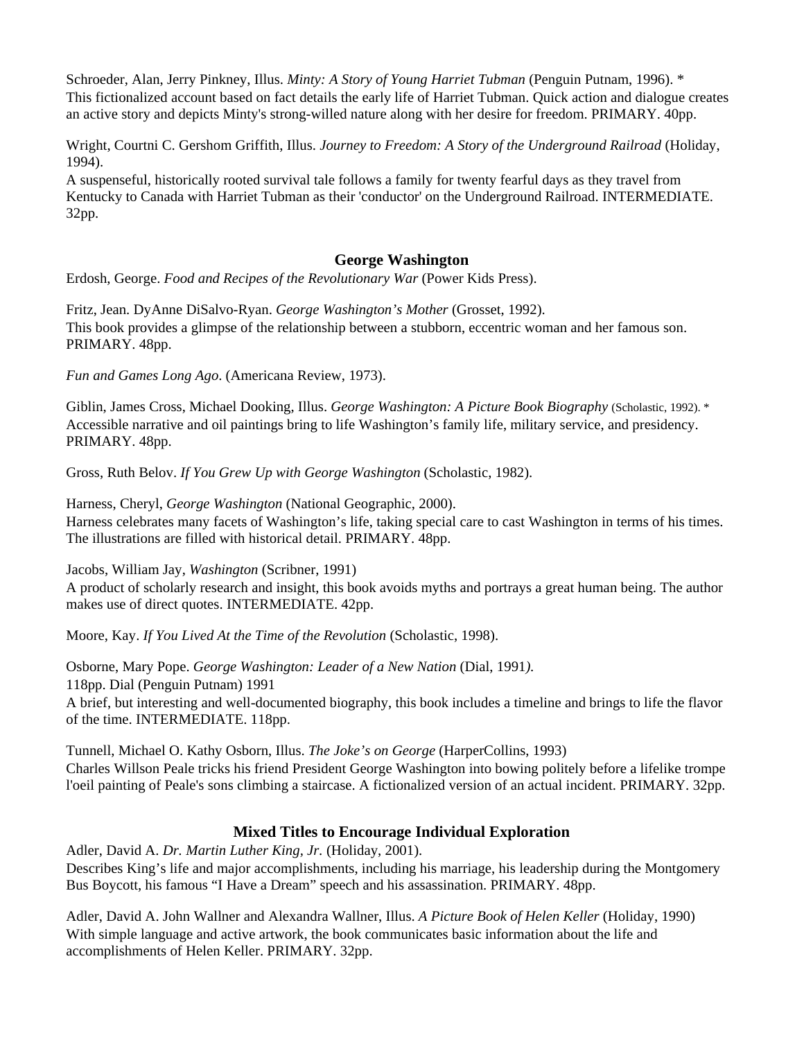Schroeder, Alan, Jerry Pinkney, Illus. *Minty: A Story of Young Harriet Tubman* (Penguin Putnam, 1996). *
This fictionalized account based on fact details the early life of Harriet Tubman. Quick action and dialogue creates an active story and depicts Minty's strong-willed nature along with her desire for freedom. PRIMARY. 40pp.

Wright, Courtni C. Gershom Griffith, Illus. *Journey to Freedom: A Story of the Underground Railroad* (Holiday, 1994).
A suspenseful, historically rooted survival tale follows a family for twenty fearful days as they travel from Kentucky to Canada with Harriet Tubman as their 'conductor' on the Underground Railroad. INTERMEDIATE. 32pp.

## George Washington

Erdosh, George. *Food and Recipes of the Revolutionary War* (Power Kids Press).

Fritz, Jean. DyAnne DiSalvo-Ryan. *George Washington's Mother* (Grosset, 1992).
This book provides a glimpse of the relationship between a stubborn, eccentric woman and her famous son. PRIMARY. 48pp.

*Fun and Games Long Ago*. (Americana Review, 1973).

Giblin, James Cross, Michael Dooking, Illus. *George Washington: A Picture Book Biography* (Scholastic, 1992). *
Accessible narrative and oil paintings bring to life Washington's family life, military service, and presidency. PRIMARY. 48pp.

Gross, Ruth Belov. *If You Grew Up with George Washington* (Scholastic, 1982).

Harness, Cheryl, *George Washington* (National Geographic, 2000).
Harness celebrates many facets of Washington's life, taking special care to cast Washington in terms of his times. The illustrations are filled with historical detail. PRIMARY. 48pp.

Jacobs, William Jay, *Washington* (Scribner, 1991)
A product of scholarly research and insight, this book avoids myths and portrays a great human being. The author makes use of direct quotes. INTERMEDIATE. 42pp.

Moore, Kay. *If You Lived At the Time of the Revolution* (Scholastic, 1998).

Osborne, Mary Pope. *George Washington: Leader of a New Nation* (Dial, 1991).
118pp. Dial (Penguin Putnam) 1991
A brief, but interesting and well-documented biography, this book includes a timeline and brings to life the flavor of the time. INTERMEDIATE. 118pp.

Tunnell, Michael O. Kathy Osborn, Illus. *The Joke's on George* (HarperCollins, 1993)
Charles Willson Peale tricks his friend President George Washington into bowing politely before a lifelike trompe l'oeil painting of Peale's sons climbing a staircase. A fictionalized version of an actual incident. PRIMARY. 32pp.

## Mixed Titles to Encourage Individual Exploration

Adler, David A. *Dr. Martin Luther King, Jr.* (Holiday, 2001).
Describes King's life and major accomplishments, including his marriage, his leadership during the Montgomery Bus Boycott, his famous "I Have a Dream" speech and his assassination. PRIMARY. 48pp.

Adler, David A. John Wallner and Alexandra Wallner, Illus. *A Picture Book of Helen Keller* (Holiday, 1990)
With simple language and active artwork, the book communicates basic information about the life and accomplishments of Helen Keller. PRIMARY. 32pp.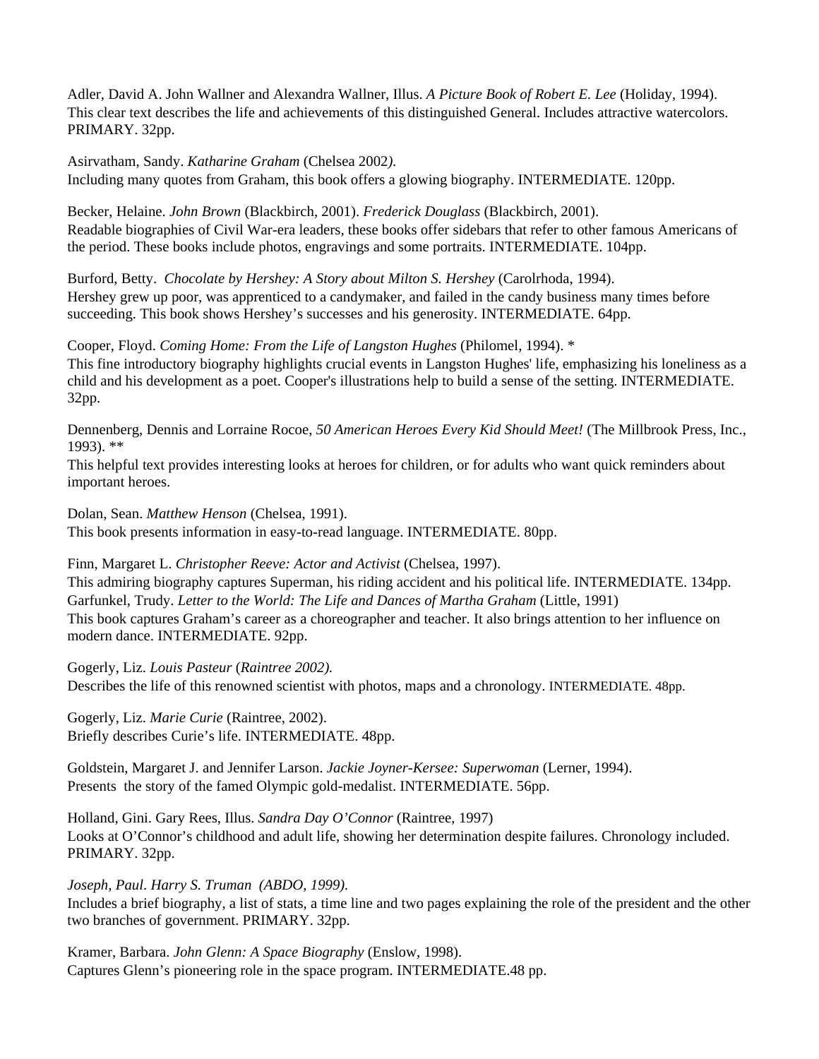Adler, David A. John Wallner and Alexandra Wallner, Illus. *A Picture Book of Robert E. Lee* (Holiday, 1994).
This clear text describes the life and achievements of this distinguished General. Includes attractive watercolors. PRIMARY. 32pp.

Asirvatham, Sandy. *Katharine Graham* (Chelsea 2002*).*
Including many quotes from Graham, this book offers a glowing biography. INTERMEDIATE. 120pp.

Becker, Helaine. *John Brown* (Blackbirch, 2001). *Frederick Douglass* (Blackbirch, 2001).
Readable biographies of Civil War-era leaders, these books offer sidebars that refer to other famous Americans of the period. These books include photos, engravings and some portraits. INTERMEDIATE. 104pp.

Burford, Betty. *Chocolate by Hershey: A Story about Milton S. Hershey* (Carolrhoda, 1994).
Hershey grew up poor, was apprenticed to a candymaker, and failed in the candy business many times before succeeding. This book shows Hershey's successes and his generosity. INTERMEDIATE. 64pp.

Cooper, Floyd. *Coming Home: From the Life of Langston Hughes* (Philomel, 1994). *
This fine introductory biography highlights crucial events in Langston Hughes' life, emphasizing his loneliness as a child and his development as a poet. Cooper's illustrations help to build a sense of the setting. INTERMEDIATE. 32pp.

Dennenberg, Dennis and Lorraine Rocoe, *50 American Heroes Every Kid Should Meet!* (The Millbrook Press, Inc., 1993). **
This helpful text provides interesting looks at heroes for children, or for adults who want quick reminders about important heroes.

Dolan, Sean. *Matthew Henson* (Chelsea, 1991).
This book presents information in easy-to-read language. INTERMEDIATE. 80pp.

Finn, Margaret L. *Christopher Reeve: Actor and Activist* (Chelsea, 1997).
This admiring biography captures Superman, his riding accident and his political life. INTERMEDIATE. 134pp.

Garfunkel, Trudy. *Letter to the World: The Life and Dances of Martha Graham* (Little, 1991)
This book captures Graham's career as a choreographer and teacher. It also brings attention to her influence on modern dance. INTERMEDIATE. 92pp.

Gogerly, Liz. *Louis Pasteur* (*Raintree 2002).*
Describes the life of this renowned scientist with photos, maps and a chronology. INTERMEDIATE. 48pp.

Gogerly, Liz. *Marie Curie* (Raintree, 2002).
Briefly describes Curie's life. INTERMEDIATE. 48pp.

Goldstein, Margaret J. and Jennifer Larson. *Jackie Joyner-Kersee: Superwoman* (Lerner, 1994).
Presents the story of the famed Olympic gold-medalist. INTERMEDIATE. 56pp.

Holland, Gini. Gary Rees, Illus. *Sandra Day O'Connor* (Raintree, 1997)
Looks at O'Connor's childhood and adult life, showing her determination despite failures. Chronology included. PRIMARY. 32pp.

*Joseph, Paul. Harry S. Truman (ABDO, 1999).*
Includes a brief biography, a list of stats, a time line and two pages explaining the role of the president and the other two branches of government. PRIMARY. 32pp.

Kramer, Barbara. *John Glenn: A Space Biography* (Enslow, 1998).
Captures Glenn's pioneering role in the space program. INTERMEDIATE.48 pp.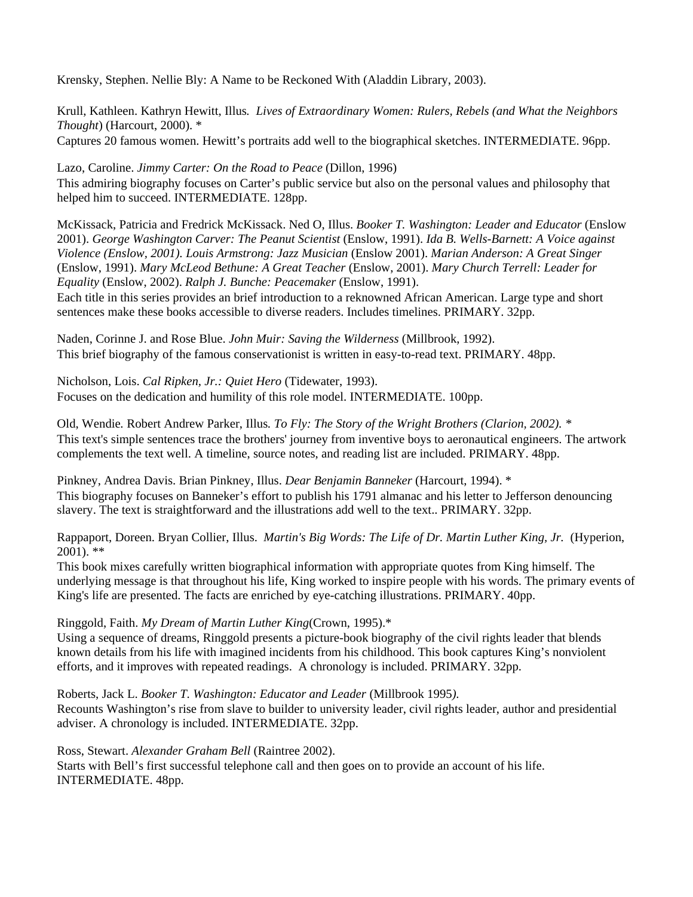Krensky, Stephen. Nellie Bly: A Name to be Reckoned With (Aladdin Library, 2003).

Krull, Kathleen. Kathryn Hewitt, Illus. *Lives of Extraordinary Women: Rulers, Rebels (and What the Neighbors Thought*) (Harcourt, 2000). *
Captures 20 famous women. Hewitt's portraits add well to the biographical sketches. INTERMEDIATE. 96pp.

Lazo, Caroline. *Jimmy Carter: On the Road to Peace* (Dillon, 1996)
This admiring biography focuses on Carter's public service but also on the personal values and philosophy that helped him to succeed. INTERMEDIATE. 128pp.

McKissack, Patricia and Fredrick McKissack. Ned O, Illus. *Booker T. Washington: Leader and Educator* (Enslow 2001). *George Washington Carver: The Peanut Scientist* (Enslow, 1991). *Ida B. Wells-Barnett: A Voice against Violence (Enslow, 2001). Louis Armstrong: Jazz Musician* (Enslow 2001). *Marian Anderson: A Great Singer* (Enslow, 1991). *Mary McLeod Bethune: A Great Teacher* (Enslow, 2001). *Mary Church Terrell: Leader for Equality* (Enslow, 2002). *Ralph J. Bunche: Peacemaker* (Enslow, 1991).
Each title in this series provides an brief introduction to a reknowned African American. Large type and short sentences make these books accessible to diverse readers. Includes timelines. PRIMARY. 32pp.

Naden, Corinne J. and Rose Blue. *John Muir: Saving the Wilderness* (Millbrook, 1992).
This brief biography of the famous conservationist is written in easy-to-read text. PRIMARY. 48pp.

Nicholson, Lois. *Cal Ripken, Jr.: Quiet Hero* (Tidewater, 1993).
Focuses on the dedication and humility of this role model. INTERMEDIATE. 100pp.

Old, Wendie. Robert Andrew Parker, Illus. *To Fly: The Story of the Wright Brothers (Clarion, 2002).* *
This text's simple sentences trace the brothers' journey from inventive boys to aeronautical engineers. The artwork complements the text well. A timeline, source notes, and reading list are included. PRIMARY. 48pp.

Pinkney, Andrea Davis. Brian Pinkney, Illus. *Dear Benjamin Banneker* (Harcourt, 1994). *
This biography focuses on Banneker's effort to publish his 1791 almanac and his letter to Jefferson denouncing slavery. The text is straightforward and the illustrations add well to the text.. PRIMARY. 32pp.

Rappaport, Doreen. Bryan Collier, Illus. *Martin's Big Words: The Life of Dr. Martin Luther King, Jr.* (Hyperion, 2001). **
This book mixes carefully written biographical information with appropriate quotes from King himself. The underlying message is that throughout his life, King worked to inspire people with his words. The primary events of King's life are presented. The facts are enriched by eye-catching illustrations. PRIMARY. 40pp.

Ringgold, Faith. *My Dream of Martin Luther King*(Crown, 1995).*
Using a sequence of dreams, Ringgold presents a picture-book biography of the civil rights leader that blends known details from his life with imagined incidents from his childhood. This book captures King's nonviolent efforts, and it improves with repeated readings. A chronology is included. PRIMARY. 32pp.

Roberts, Jack L. *Booker T. Washington: Educator and Leader* (Millbrook 1995*).*
Recounts Washington's rise from slave to builder to university leader, civil rights leader, author and presidential adviser. A chronology is included. INTERMEDIATE. 32pp.

Ross, Stewart. *Alexander Graham Bell* (Raintree 2002).
Starts with Bell's first successful telephone call and then goes on to provide an account of his life. INTERMEDIATE. 48pp.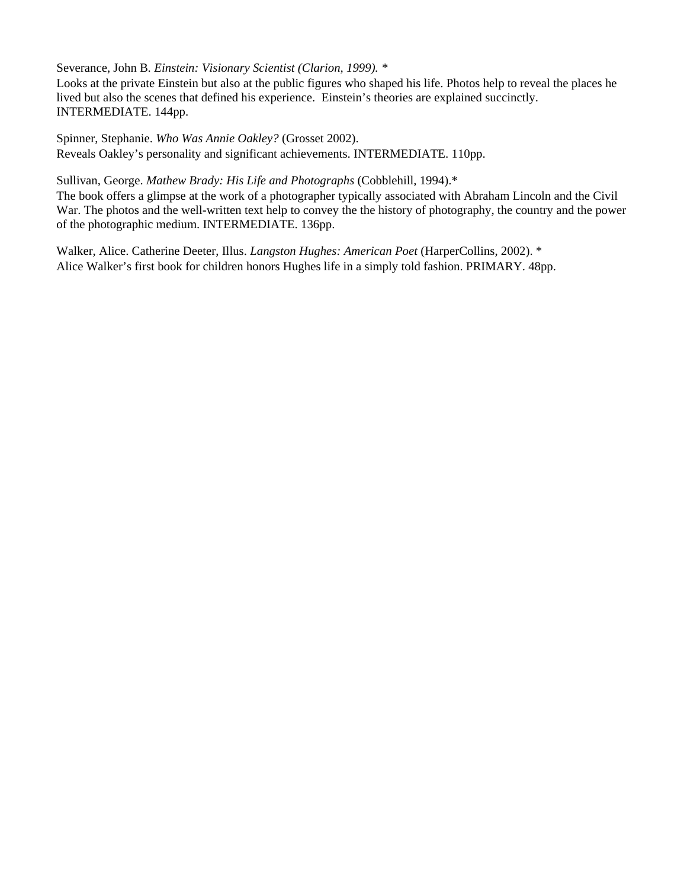Severance, John B. *Einstein: Visionary Scientist (Clarion, 1999). **
Looks at the private Einstein but also at the public figures who shaped his life. Photos help to reveal the places he lived but also the scenes that defined his experience. Einstein's theories are explained succinctly. INTERMEDIATE. 144pp.

Spinner, Stephanie. *Who Was Annie Oakley?* (Grosset 2002).
Reveals Oakley's personality and significant achievements. INTERMEDIATE. 110pp.

Sullivan, George. *Mathew Brady: His Life and Photographs* (Cobblehill, 1994).*
The book offers a glimpse at the work of a photographer typically associated with Abraham Lincoln and the Civil War. The photos and the well-written text help to convey the the history of photography, the country and the power of the photographic medium. INTERMEDIATE. 136pp.

Walker, Alice. Catherine Deeter, Illus. *Langston Hughes: American Poet* (HarperCollins, 2002). *
Alice Walker's first book for children honors Hughes life in a simply told fashion. PRIMARY. 48pp.